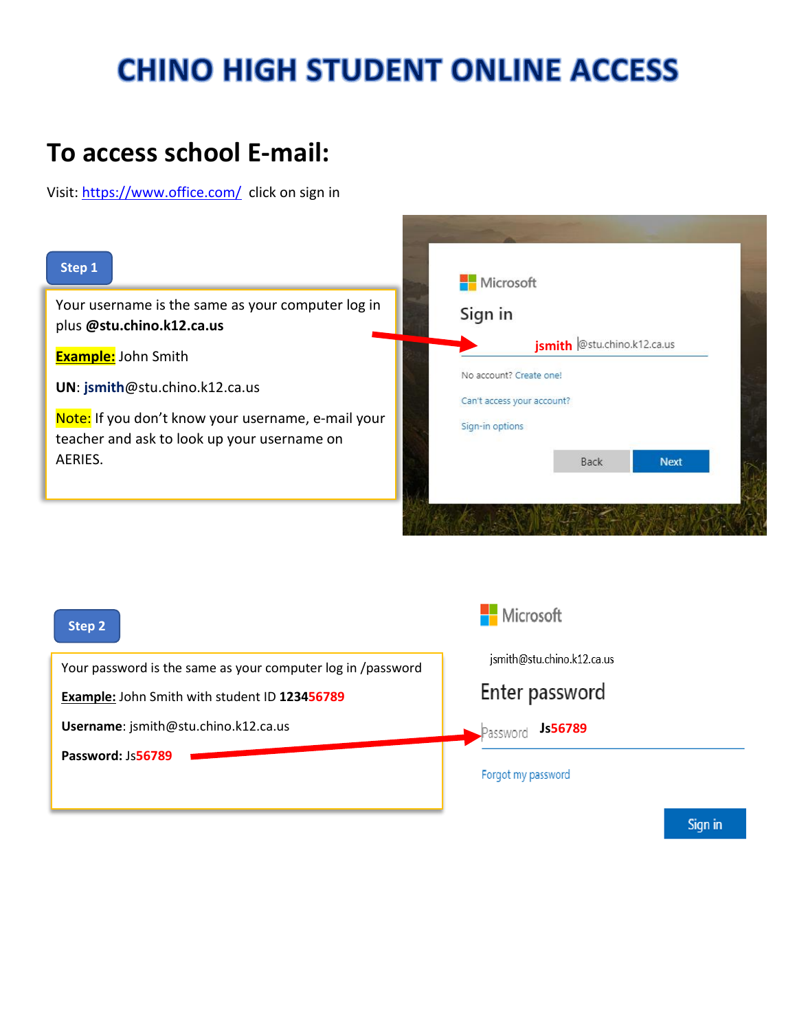# CHINO HIGH STUDENT ONLINE ACCESS

## To access school E-mail:

Visit: https://www.office.com/ click on sign in

**Step 1**

Your username is the same as your computer log in plus **@stu.chino.k12.ca.us**

**Example:** John Smith

**UN**: **jsmith**@stu.chino.k12.ca.us

Note: If you don't know your username, e-mail your teacher and ask to look up your username on AERIES.

Microsoft

Sign in

jsmith @stu.chino.k12.ca.us

No account? Create one!

Can't access your account?

Sign-in options

Back Next

**Step 2**

Your password is the same as your computer log in /password

**Example:** John Smith with student ID **123456789**

**Username**: jsmith@stu.chino.k12.ca.us

**Password:** Js**56789**

Microsoft

jsmith@stu.chino.k12.ca.us

Enter password

Password **Js56789**

Forgot my password

Sign in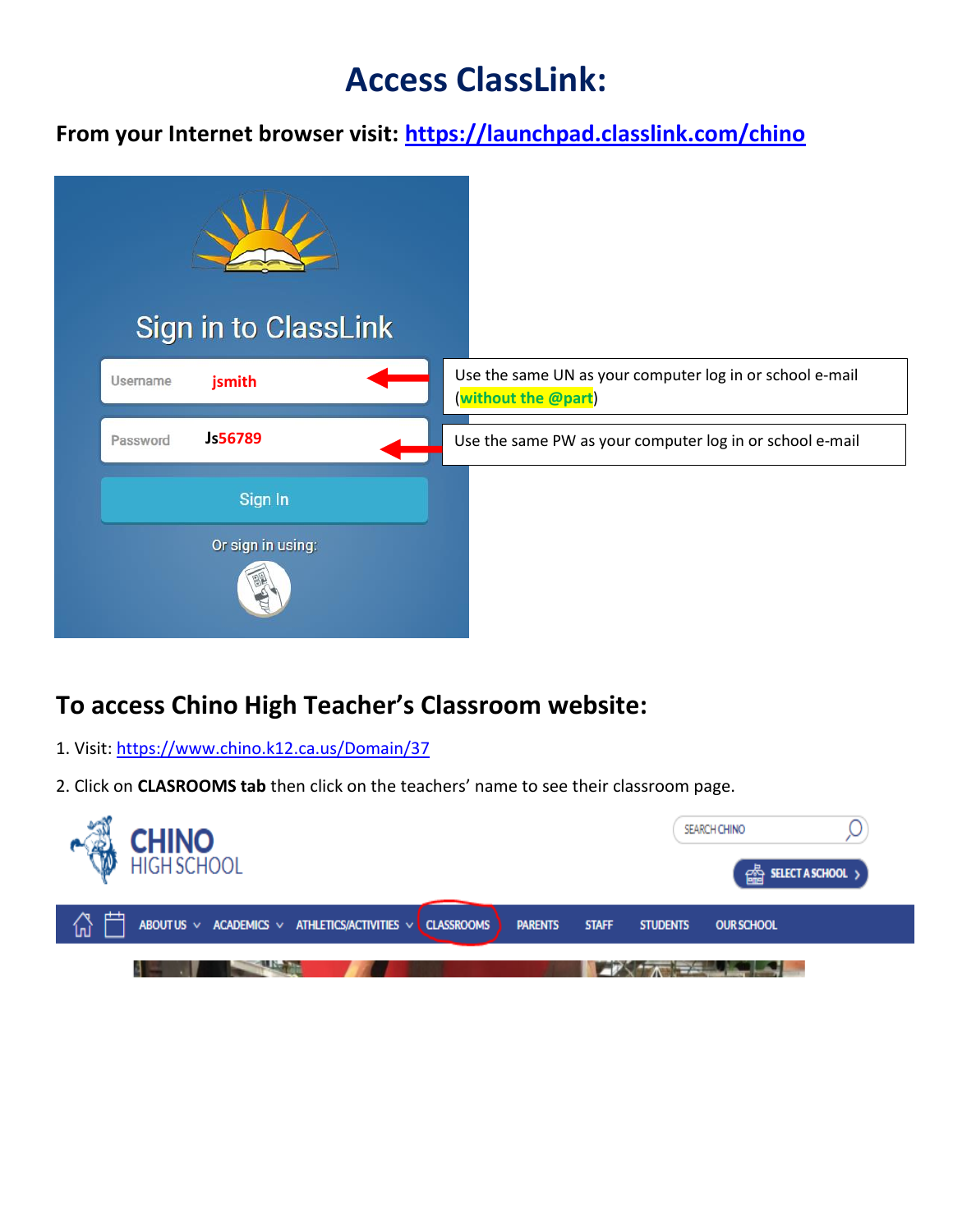# Access ClassLink:

**From your Internet browser visit: https://launchpad.classlink.com/chino**

Sign in to ClassLink

Username jsmith

Password Js56789

Sign In

Or sign in using:

Use the same UN as your computer log in or school e-mail (**without the @part**)

Use the same PW as your computer log in or school e-mail

## To access Chino High Teacher's Classroom website:

1. Visit: https://www.chino.k12.ca.us/Domain/37
2. Click on **CLASROOMS tab** then click on the teachers' name to see their classroom page.

CHINO HIGH SCHOOL

SEARCH CHINO

SELECT A SCHOOL

ABOUT US ACADEMICS ATHLETICS/ACTIVITIES CLASSROOMS PARENTS STAFF STUDENTS OUR SCHOOL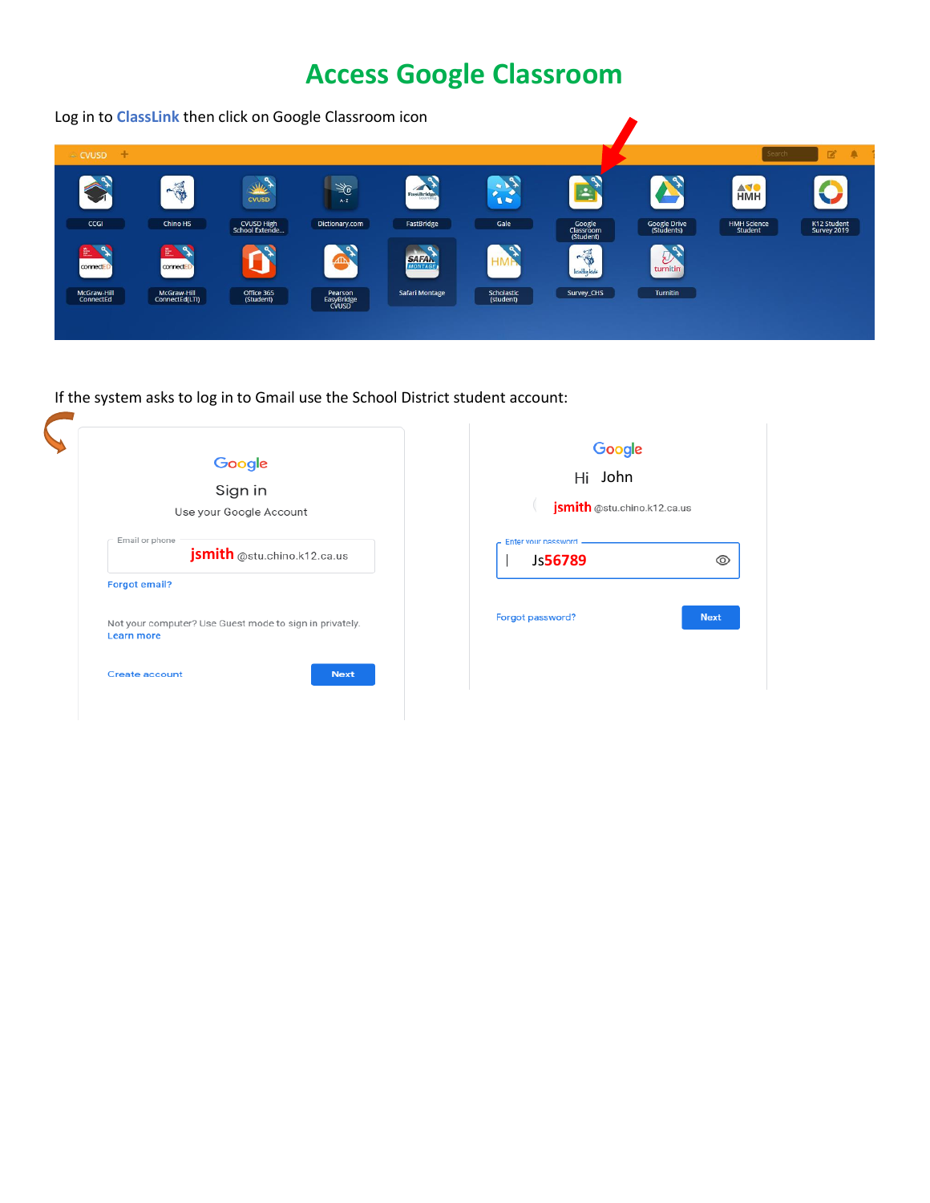# Access Google Classroom

Log in to **ClassLink** then click on Google Classroom icon

If the system asks to log in to Gmail use the School District student account: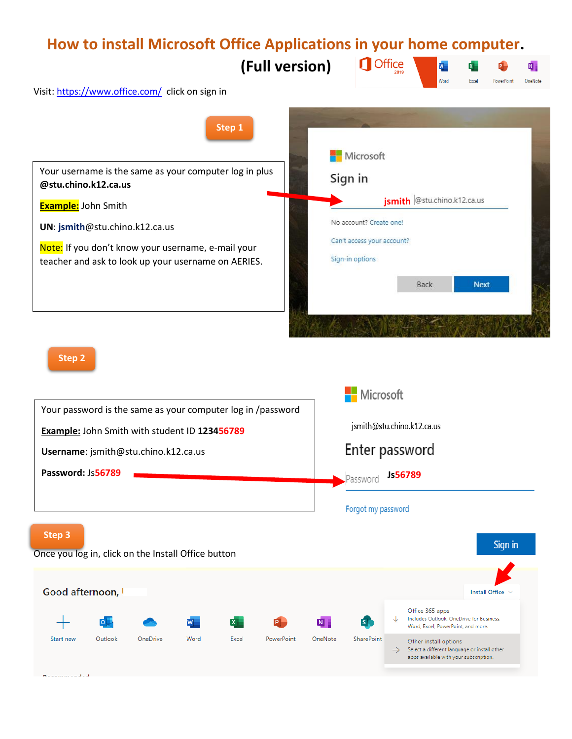# How to install Microsoft Office Applications in your home computer.

## (Full version)

Visit: [https://www.office.com/](https://www.office.com/) click on sign in

**Step 1**

Your username is the same as your computer log in plus **@stu.chino.k12.ca.us**

**Example:** John Smith

**UN**: **jsmith**@stu.chino.k12.ca.us

Note: If you don't know your username, e-mail your teacher and ask to look up your username on AERIES.

Microsoft

Sign in

**jsmith** @stu.chino.k12.ca.us

No account? Create one!

Can't access your account?

Sign-in options

Back Next

**Step 2**

Your password is the same as your computer log in /password

**Example:** John Smith with student ID **123456789**

**Username**: jsmith@stu.chino.k12.ca.us

**Password:** Js56789

Microsoft

jsmith@stu.chino.k12.ca.us

Enter password

Password **Js56789**

Forgot my password

Sign in

**Step 3**

Once you log in, click on the Install Office button

Good afternoon,

Install Office

Office 365 apps
Includes Outlook, OneDrive for Business, Word, Excel, PowerPoint, and more.

Other install options
Select a different language or install other apps available with your subscription.

Start new | Outlook | OneDrive | Word | Excel | PowerPoint | OneNote | SharePoint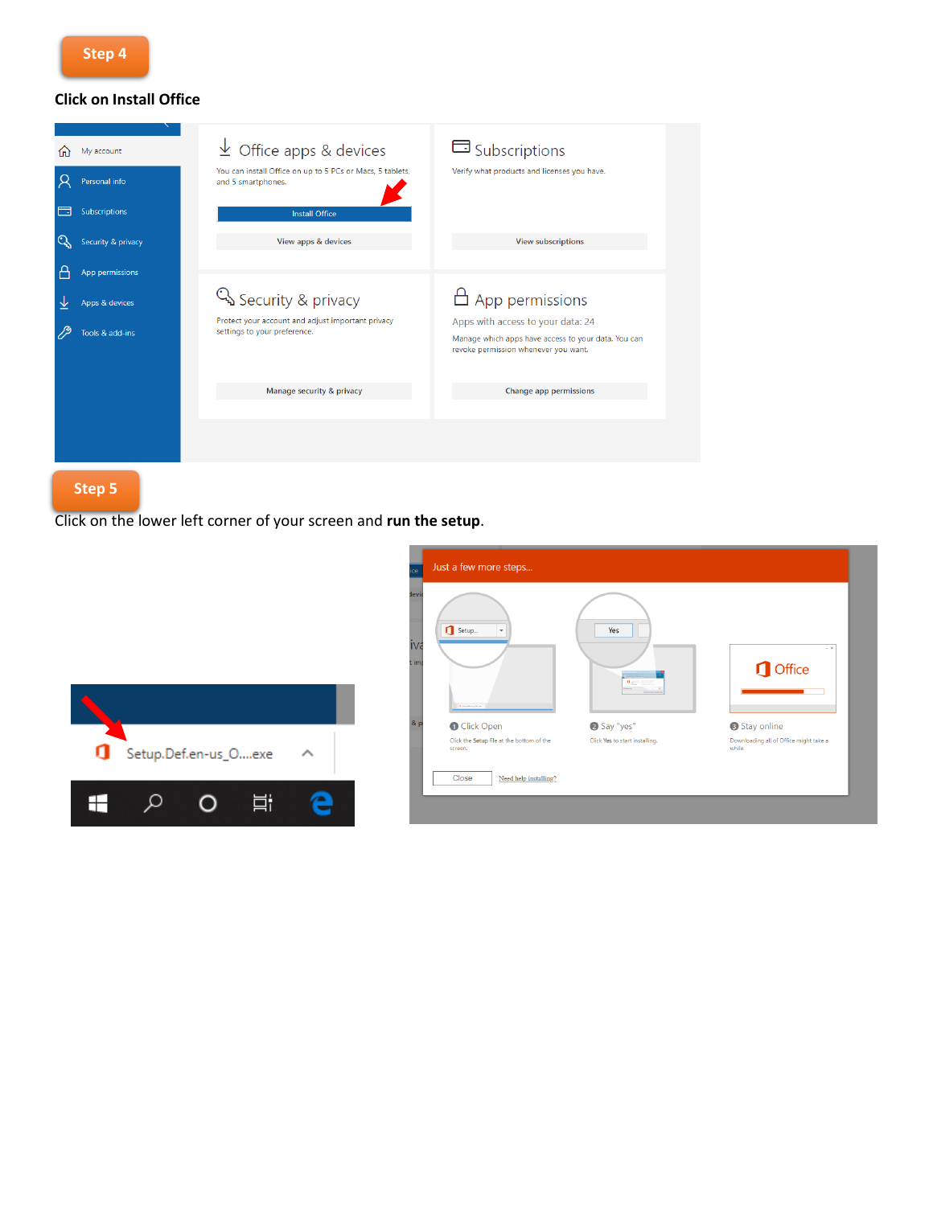Step 4

**Click on Install Office**

Office apps & devices

You can install Office on up to 5 PCs or Macs, 5 tablets, and 5 smartphones.

Install Office

View apps & devices

Subscriptions

Verify what products and licenses you have.

View subscriptions

Security & privacy

Protect your account and adjust important privacy settings to your preference.

Manage security & privacy

App permissions

Apps with access to your data: 24

Manage which apps have access to your data. You can revoke permission whenever you want.

Change app permissions

Step 5

Click on the lower left corner of your screen and **run the setup**.

Setup.Def.en-us_O....exe

Just a few more steps...

1 Click Open

Click the Setup file at the bottom of the screen.

2 Say "yes"

Click Yes to start installing.

3 Stay online

Downloading all of Office might take a while.

Close

Need help installing?